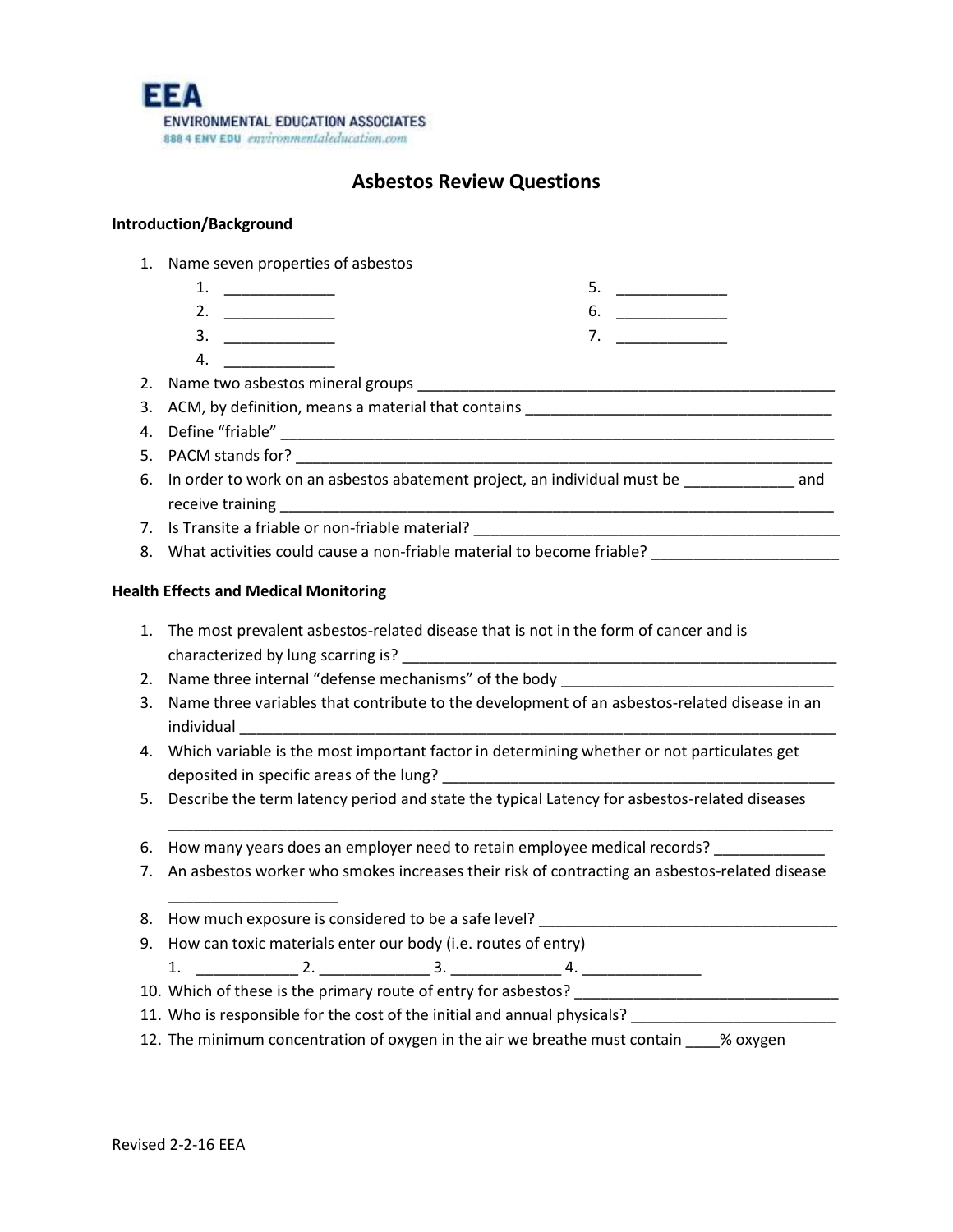EEA
ENVIRONMENTAL EDUCATION ASSOCIATES
888 4 ENV EDU environmentaleducation.com

# Asbestos Review Questions

## Introduction/Background

1. Name seven properties of asbestos
   1. _____________
   2. _____________
   3. _____________
   4. _____________
   5. _____________
   6. _____________
   7. _____________
2. Name two asbestos mineral groups ____________________________________________________
3. ACM, by definition, means a material that contains ____________________________________
4. Define "friable" _________________________________________________________________
5. PACM stands for? ________________________________________________________________
6. In order to work on an asbestos abatement project, an individual must be _____________ and receive training ______________________________________________________________
7. Is Transite a friable or non-friable material? ____________________________________________
8. What activities could cause a non-friable material to become friable? ______________________

## Health Effects and Medical Monitoring

1. The most prevalent asbestos-related disease that is not in the form of cancer and is characterized by lung scarring is? ____________________________________________________
2. Name three internal "defense mechanisms" of the body ________________________________
3. Name three variables that contribute to the development of an asbestos-related disease in an individual _______________________________________________________________________
4. Which variable is the most important factor in determining whether or not particulates get deposited in specific areas of the lung? _______________________________________________
5. Describe the term latency period and state the typical Latency for asbestos-related diseases
   ______________________________________________________________________________
6. How many years does an employer need to retain employee medical records? _____________
7. An asbestos worker who smokes increases their risk of contracting an asbestos-related disease
   ____________________
8. How much exposure is considered to be a safe level? ___________________________________
9. How can toxic materials enter our body (i.e. routes of entry)
   1. ____________ 2. _____________ 3. _____________ 4. ______________
10. Which of these is the primary route of entry for asbestos? _______________________________
11. Who is responsible for the cost of the initial and annual physicals? ________________________
12. The minimum concentration of oxygen in the air we breathe must contain ____% oxygen

Revised 2-2-16 EEA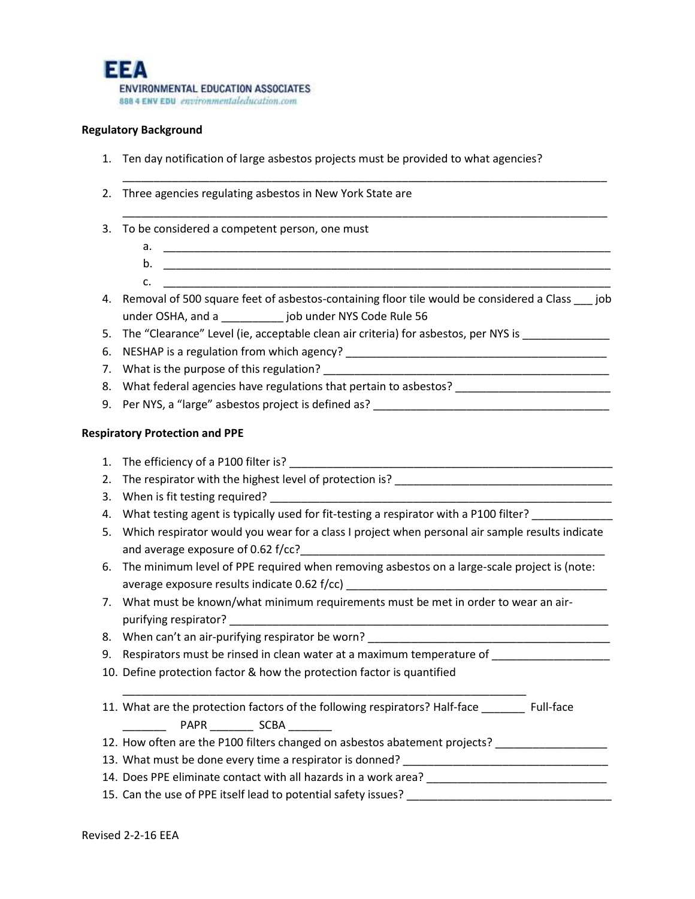**EEA**
ENVIRONMENTAL EDUCATION ASSOCIATES
888 4 ENV EDU environmentaleducation.com

**Regulatory Background**

1. Ten day notification of large asbestos projects must be provided to what agencies?
   ___________________________________________________________________________
2. Three agencies regulating asbestos in New York State are
   ___________________________________________________________________________
3. To be considered a competent person, one must
   a. ___________________________________________________________________________
   b. ___________________________________________________________________________
   c. ___________________________________________________________________________
4. Removal of 500 square feet of asbestos-containing floor tile would be considered a Class ___ job under OSHA, and a __________ job under NYS Code Rule 56
5. The "Clearance" Level (ie, acceptable clean air criteria) for asbestos, per NYS is ______________
6. NESHAP is a regulation from which agency? ___________________________________________
7. What is the purpose of this regulation? ______________________________________________
8. What federal agencies have regulations that pertain to asbestos? _________________________
9. Per NYS, a "large" asbestos project is defined as? _______________________________________

**Respiratory Protection and PPE**

1. The efficiency of a P100 filter is? _____________________________________________________
2. The respirator with the highest level of protection is? ___________________________________
3. When is fit testing required? ________________________________________________________
4. What testing agent is typically used for fit-testing a respirator with a P100 filter? ____________
5. Which respirator would you wear for a class I project when personal air sample results indicate and average exposure of 0.62 f/cc?__________________________________________________
6. The minimum level of PPE required when removing asbestos on a large-scale project is (note: average exposure results indicate 0.62 f/cc) ___________________________________________
7. What must be known/what minimum requirements must be met in order to wear an air-purifying respirator? ______________________________________________________________
8. When can't an air-purifying respirator be worn? _______________________________________
9. Respirators must be rinsed in clean water at a maximum temperature of __________________
10. Define protection factor & how the protection factor is quantified
    _________________________________________________________________
11. What are the protection factors of the following respirators? Half-face _______ Full-face _______ PAPR _______ SCBA _______
12. How often are the P100 filters changed on asbestos abatement projects? _________________
13. What must be done every time a respirator is donned? _________________________________
14. Does PPE eliminate contact with all hazards in a work area? _____________________________
15. Can the use of PPE itself lead to potential safety issues? _________________________________

Revised 2-2-16 EEA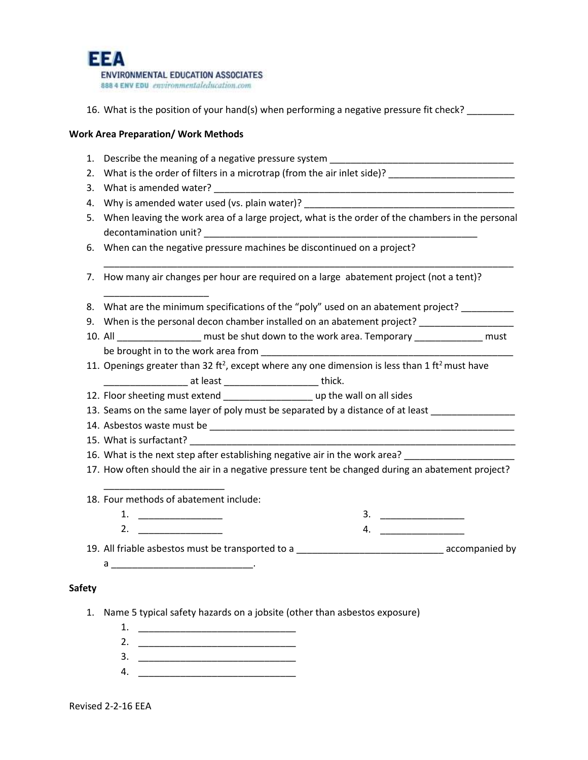16. What is the position of your hand(s) when performing a negative pressure fit check? _________

**Work Area Preparation/ Work Methods**

1. Describe the meaning of a negative pressure system ___________________________________
2. What is the order of filters in a microtrap (from the air inlet side)? ________________________
3. What is amended water? ____________________________________________________________
4. Why is amended water used (vs. plain water)? _________________________________________
5. When leaving the work area of a large project, what is the order of the chambers in the personal decontamination unit? _____________________________________________________
6. When can the negative pressure machines be discontinued on a project? ______________________________________________________________________________
7. How many air changes per hour are required on a large abatement project (not a tent)? ____________________
8. What are the minimum specifications of the "poly" used on an abatement project? __________
9. When is the personal decon chamber installed on an abatement project? __________________
10. All ________________ must be shut down to the work area. Temporary _____________ must be brought in to the work area from _________________________________________________
11. Openings greater than 32 $ft^2$, except where any one dimension is less than 1 $ft^2$ must have ________________ at least __________________ thick.
12. Floor sheeting must extend _________________ up the wall on all sides
13. Seams on the same layer of poly must be separated by a distance of at least ________________
14. Asbestos waste must be ____________________________________________________________
15. What is surfactant? ________________________________________________________________
16. What is the next step after establishing negative air in the work area? _____________________
17. How often should the air in a negative pressure tent be changed during an abatement project? ________________________
18. Four methods of abatement include:
    1. ________________
    2. ________________
    3. ________________
    4. ________________
19. All friable asbestos must be transported to a ____________________________ accompanied by a ___________________________.

**Safety**

1. Name 5 typical safety hazards on a jobsite (other than asbestos exposure)
    1. ______________________________
    2. ______________________________
    3. ______________________________
    4. ______________________________

Revised 2-2-16 EEA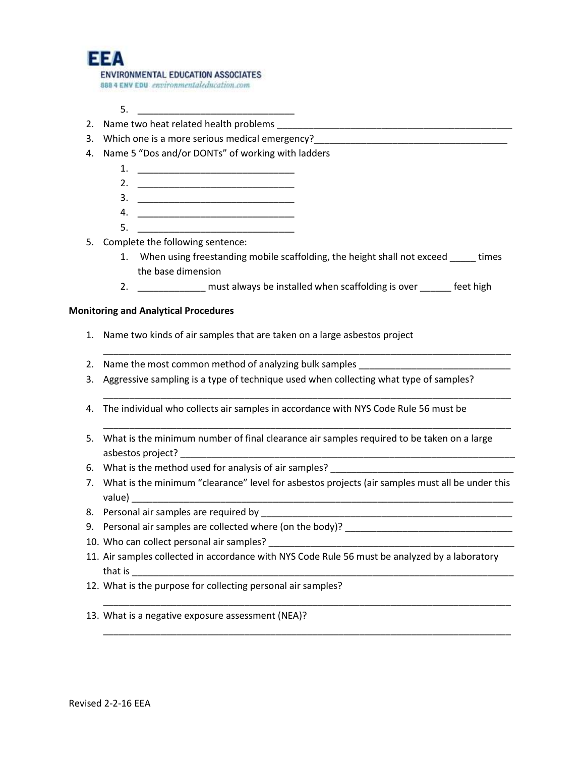5. ______________________________
2. Name two heat related health problems ______________________________________________
3. Which one is a more serious medical emergency?_____________________________________
4. Name 5 "Dos and/or DONTs" of working with ladders
   1. ______________________________
   2. ______________________________
   3. ______________________________
   4. ______________________________
   5. ______________________________
5. Complete the following sentence:
   1. When using freestanding mobile scaffolding, the height shall not exceed _____ times the base dimension
   2. ____________ must always be installed when scaffolding is over ______ feet high

**Monitoring and Analytical Procedures**

1. Name two kinds of air samples that are taken on a large asbestos project

   ______________________________________________________________________________
2. Name the most common method of analyzing bulk samples _____________________________
3. Aggressive sampling is a type of technique used when collecting what type of samples?

   ______________________________________________________________________________
4. The individual who collects air samples in accordance with NYS Code Rule 56 must be

   ______________________________________________________________________________
5. What is the minimum number of final clearance air samples required to be taken on a large asbestos project? ___________________________________________________________
6. What is the method used for analysis of air samples? ___________________________________
7. What is the minimum "clearance" level for asbestos projects (air samples must all be under this value) _____________________________________________________________________
8. Personal air samples are required by _________________________________________________
9. Personal air samples are collected where (on the body)? ________________________________
10. Who can collect personal air samples? ________________________________________________
11. Air samples collected in accordance with NYS Code Rule 56 must be analyzed by a laboratory that is ______________________________________________________________________
12. What is the purpose for collecting personal air samples?

    ______________________________________________________________________________
13. What is a negative exposure assessment (NEA)?

    ______________________________________________________________________________

Revised 2-2-16 EEA